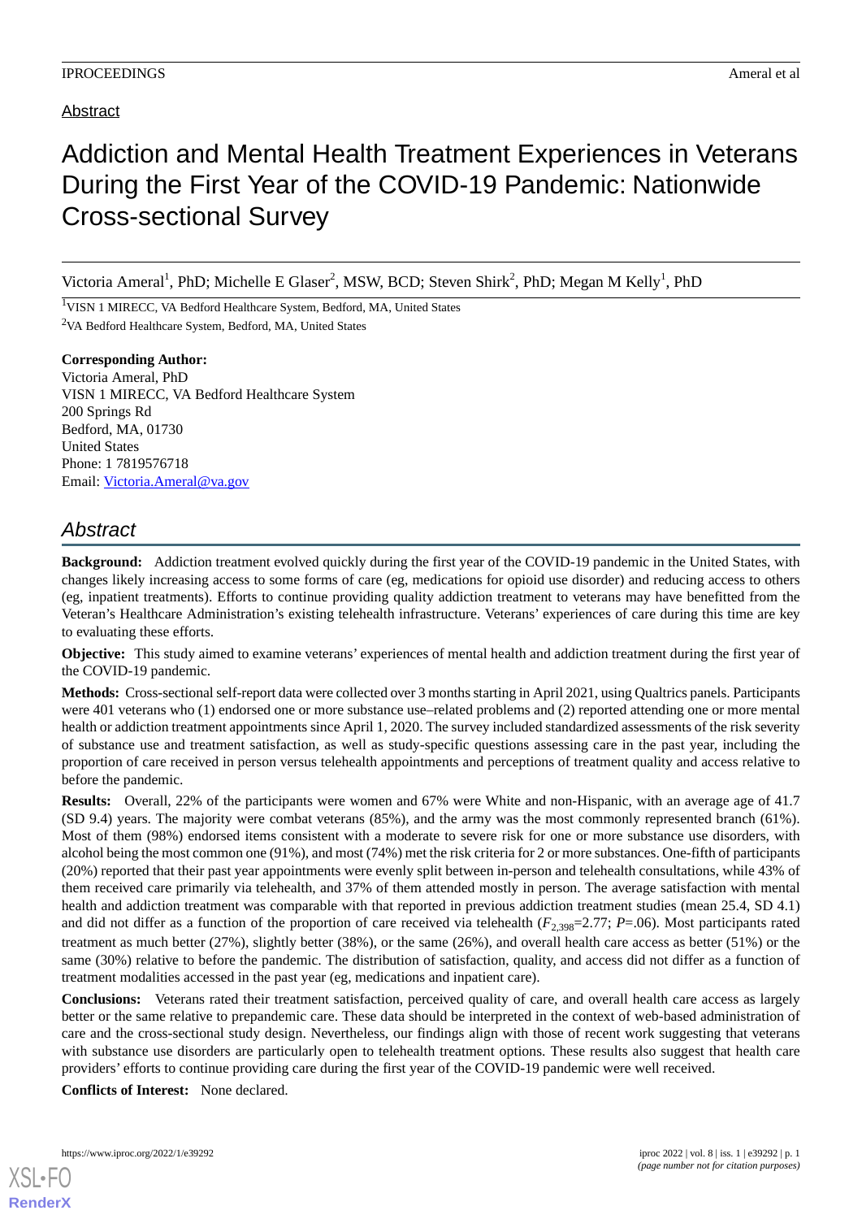Abstract

# Addiction and Mental Health Treatment Experiences in Veterans During the First Year of the COVID-19 Pandemic: Nationwide Cross-sectional Survey

Victoria Ameral[1], PhD; Michelle E Glaser[2], MSW, BCD; Steven Shirk[2], PhD; Megan M Kelly[1], PhD

[1]VISN 1 MIRECC, VA Bedford Healthcare System, Bedford, MA, United States

[2]VA Bedford Healthcare System, Bedford, MA, United States

**Corresponding Author:**
Victoria Ameral, PhD
VISN 1 MIRECC, VA Bedford Healthcare System
200 Springs Rd
Bedford, MA, 01730
United States
Phone: 1 7819576718
Email: Victoria.Ameral@va.gov

## *Abstract*

**Background:** Addiction treatment evolved quickly during the first year of the COVID-19 pandemic in the United States, with changes likely increasing access to some forms of care (eg, medications for opioid use disorder) and reducing access to others (eg, inpatient treatments). Efforts to continue providing quality addiction treatment to veterans may have benefitted from the Veteran's Healthcare Administration's existing telehealth infrastructure. Veterans' experiences of care during this time are key to evaluating these efforts.

**Objective:** This study aimed to examine veterans' experiences of mental health and addiction treatment during the first year of the COVID-19 pandemic.

**Methods:** Cross-sectional self-report data were collected over 3 months starting in April 2021, using Qualtrics panels. Participants were 401 veterans who (1) endorsed one or more substance use–related problems and (2) reported attending one or more mental health or addiction treatment appointments since April 1, 2020. The survey included standardized assessments of the risk severity of substance use and treatment satisfaction, as well as study-specific questions assessing care in the past year, including the proportion of care received in person versus telehealth appointments and perceptions of treatment quality and access relative to before the pandemic.

**Results:** Overall, 22% of the participants were women and 67% were White and non-Hispanic, with an average age of 41.7 (SD 9.4) years. The majority were combat veterans (85%), and the army was the most commonly represented branch (61%). Most of them (98%) endorsed items consistent with a moderate to severe risk for one or more substance use disorders, with alcohol being the most common one (91%), and most (74%) met the risk criteria for 2 or more substances. One-fifth of participants (20%) reported that their past year appointments were evenly split between in-person and telehealth consultations, while 43% of them received care primarily via telehealth, and 37% of them attended mostly in person. The average satisfaction with mental health and addiction treatment was comparable with that reported in previous addiction treatment studies (mean 25.4, SD 4.1) and did not differ as a function of the proportion of care received via telehealth ($F_{2,398}$=2.77; $P$=.06). Most participants rated treatment as much better (27%), slightly better (38%), or the same (26%), and overall health care access as better (51%) or the same (30%) relative to before the pandemic. The distribution of satisfaction, quality, and access did not differ as a function of treatment modalities accessed in the past year (eg, medications and inpatient care).

**Conclusions:** Veterans rated their treatment satisfaction, perceived quality of care, and overall health care access as largely better or the same relative to prepandemic care. These data should be interpreted in the context of web-based administration of care and the cross-sectional study design. Nevertheless, our findings align with those of recent work suggesting that veterans with substance use disorders are particularly open to telehealth treatment options. These results also suggest that health care providers' efforts to continue providing care during the first year of the COVID-19 pandemic were well received.

**Conflicts of Interest:** None declared.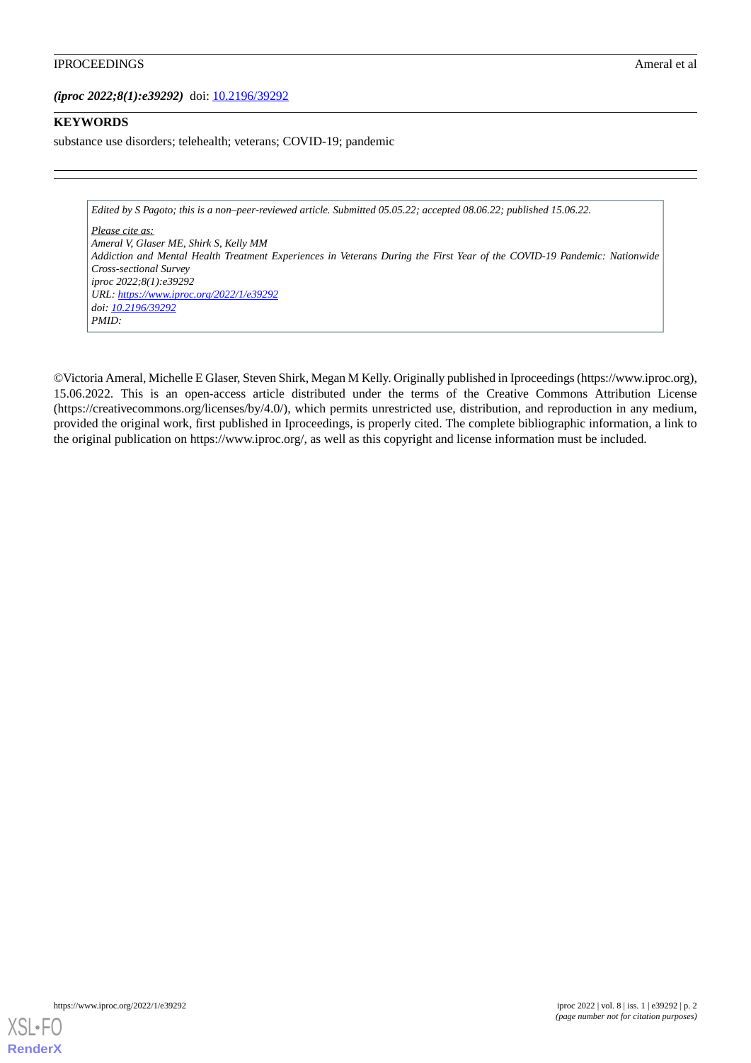*(iproc 2022;8(1):e39292)* doi: 10.2196/39292

## KEYWORDS

substance use disorders; telehealth; veterans; COVID-19; pandemic

*Edited by S Pagoto; this is a non–peer-reviewed article. Submitted 05.05.22; accepted 08.06.22; published 15.06.22.*

*Please cite as:*
*Ameral V, Glaser ME, Shirk S, Kelly MM*
*Addiction and Mental Health Treatment Experiences in Veterans During the First Year of the COVID-19 Pandemic: Nationwide Cross-sectional Survey*
*iproc 2022;8(1):e39292*
*URL: https://www.iproc.org/2022/1/e39292*
*doi: 10.2196/39292*
*PMID:*

©Victoria Ameral, Michelle E Glaser, Steven Shirk, Megan M Kelly. Originally published in Iproceedings (https://www.iproc.org), 15.06.2022. This is an open-access article distributed under the terms of the Creative Commons Attribution License (https://creativecommons.org/licenses/by/4.0/), which permits unrestricted use, distribution, and reproduction in any medium, provided the original work, first published in Iproceedings, is properly cited. The complete bibliographic information, a link to the original publication on https://www.iproc.org/, as well as this copyright and license information must be included.